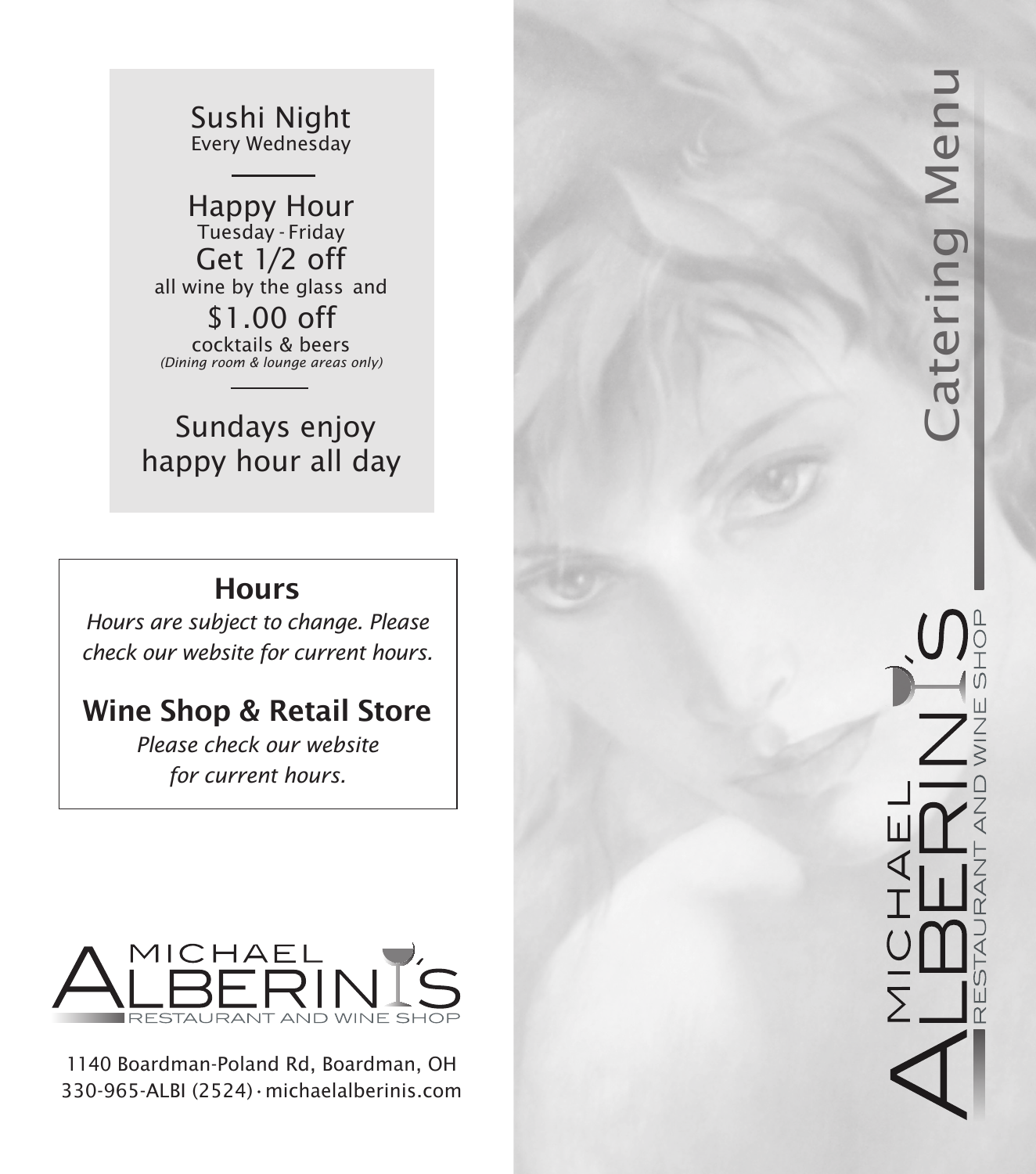## Sushi Night

Every Wednesday

---

## Happy Hour

Tuesday - Friday

Get 1/2 off all wine by the glass and

$1.00 off cocktails & beers

*(Dining room & lounge areas only)*

---

Sundays enjoy happy hour all day

## Hours

*Hours are subject to change. Please check our website for current hours.*

## Wine Shop & Retail Store

*Please check our website for current hours.*

MICHAEL ALBERINI'S RESTAURANT AND WINE SHOP

1140 Boardman-Poland Rd, Boardman, OH
330-965-ALBI (2524) · michaelalberinis.com

# Catering Menu

MICHAEL ALBERINI'S RESTAURANT AND WINE SHOP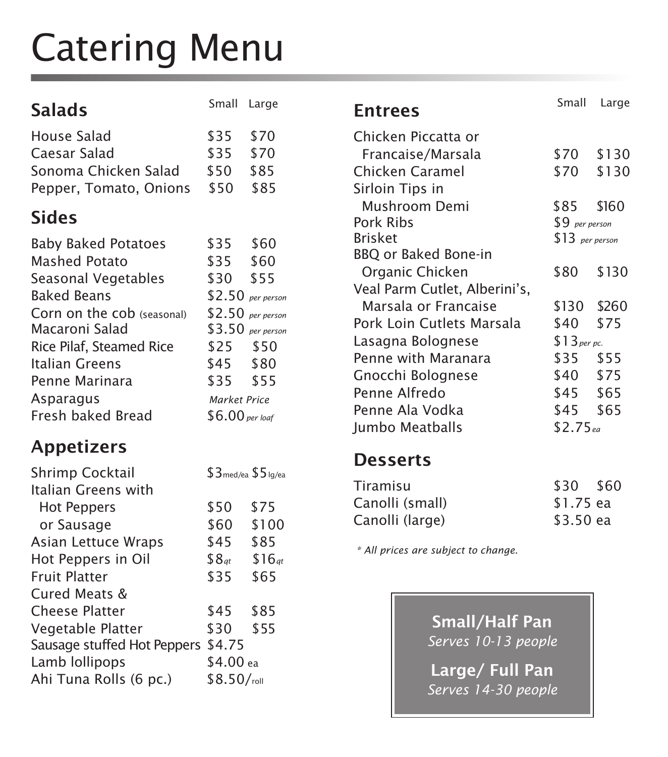# Catering Menu

## Salads

| | Small | Large |
|---|---|---|
| House Salad | $35 | $70 |
| Caesar Salad | $35 | $70 |
| Sonoma Chicken Salad | $50 | $85 |
| Pepper, Tomato, Onions | $50 | $85 |

## Sides

| | | |
|---|---|---|
| Baby Baked Potatoes | $35 | $60 |
| Mashed Potato | $35 | $60 |
| Seasonal Vegetables | $30 | $55 |
| Baked Beans | $2.50 *per person* | |
| Corn on the cob (seasonal) | $2.50 *per person* | |
| Macaroni Salad | $3.50 *per person* | |
| Rice Pilaf, Steamed Rice | $25 | $50 |
| Italian Greens | $45 | $80 |
| Penne Marinara | $35 | $55 |
| Asparagus | *Market Price* | |
| Fresh baked Bread | $6.00 *per loaf* | |

## Appetizers

| | | |
|---|---|---|
| Shrimp Cocktail | $3 med/ea | $5 lg/ea |
| Italian Greens with Hot Peppers | $50 | $75 |
| or Sausage | $60 | $100 |
| Asian Lettuce Wraps | $45 | $85 |
| Hot Peppers in Oil | $8 *qt* | $16 *qt* |
| Fruit Platter | $35 | $65 |
| Cured Meats & Cheese Platter | $45 | $85 |
| Vegetable Platter | $30 | $55 |
| Sausage stuffed Hot Peppers | $4.75 | |
| Lamb lollipops | $4.00 ea | |
| Ahi Tuna Rolls (6 pc.) | $8.50/roll | |

## Entrees

| | Small | Large |
|---|---|---|
| Chicken Piccatta or Francaise/Marsala | $70 | $130 |
| Chicken Caramel | $70 | $130 |
| Sirloin Tips in Mushroom Demi | $85 | $160 |
| Pork Ribs | $9 *per person* | |
| Brisket | $13 *per person* | |
| BBQ or Baked Bone-in Organic Chicken | $80 | $130 |
| Veal Parm Cutlet, Alberini's, Marsala or Francaise | $130 | $260 |
| Pork Loin Cutlets Marsala | $40 | $75 |
| Lasagna Bolognese | $13 *per pc.* | |
| Penne with Maranara | $35 | $55 |
| Gnocchi Bolognese | $40 | $75 |
| Penne Alfredo | $45 | $65 |
| Penne Ala Vodka | $45 | $65 |
| Jumbo Meatballs | $2.75 *ea* | |

## Desserts

| | | |
|---|---|---|
| Tiramisu | $30 | $60 |
| Canolli (small) | $1.75 ea | |
| Canolli (large) | $3.50 ea | |

*\* All prices are subject to change.*

**Small/Half Pan**
*Serves 10-13 people*

**Large/ Full Pan**
*Serves 14-30 people*